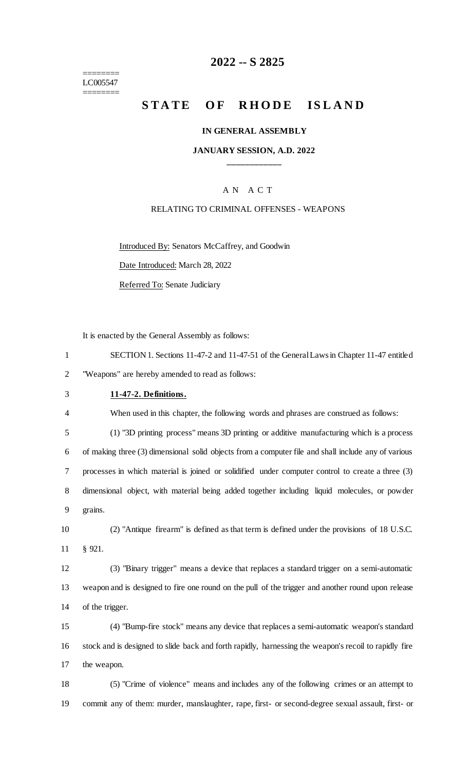LC005547

# 2022 -- S 2825

# STATE OF RHODE ISLAND

**IN GENERAL ASSEMBLY**

**JANUARY SESSION, A.D. 2022**

## A N A C T

RELATING TO CRIMINAL OFFENSES - WEAPONS

Introduced By: Senators McCaffrey, and Goodwin

Date Introduced: March 28, 2022

Referred To: Senate Judiciary

It is enacted by the General Assembly as follows:

SECTION 1. Sections 11-47-2 and 11-47-51 of the General Laws in Chapter 11-47 entitled "Weapons" are hereby amended to read as follows:

**11-47-2. Definitions.**

When used in this chapter, the following words and phrases are construed as follows:

(1) "3D printing process" means 3D printing or additive manufacturing which is a process of making three (3) dimensional solid objects from a computer file and shall include any of various processes in which material is joined or solidified under computer control to create a three (3) dimensional object, with material being added together including liquid molecules, or powder grains.

(2) "Antique firearm" is defined as that term is defined under the provisions of 18 U.S.C. § 921.

(3) "Binary trigger" means a device that replaces a standard trigger on a semi-automatic weapon and is designed to fire one round on the pull of the trigger and another round upon release of the trigger.

(4) "Bump-fire stock" means any device that replaces a semi-automatic weapon's standard stock and is designed to slide back and forth rapidly, harnessing the weapon's recoil to rapidly fire the weapon.

(5) "Crime of violence" means and includes any of the following crimes or an attempt to commit any of them: murder, manslaughter, rape, first- or second-degree sexual assault, first- or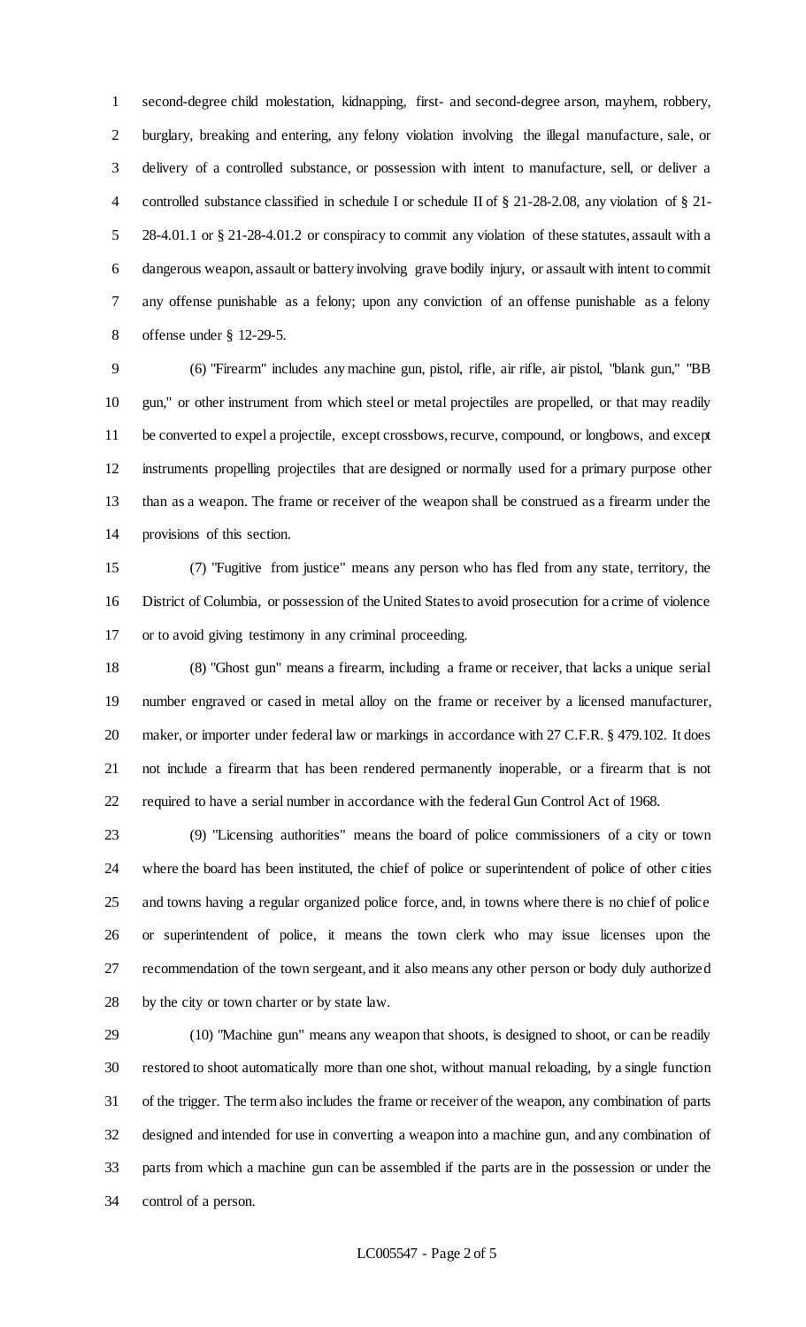second-degree child molestation, kidnapping, first- and second-degree arson, mayhem, robbery, burglary, breaking and entering, any felony violation involving the illegal manufacture, sale, or delivery of a controlled substance, or possession with intent to manufacture, sell, or deliver a controlled substance classified in schedule I or schedule II of § 21-28-2.08, any violation of § 21-28-4.01.1 or § 21-28-4.01.2 or conspiracy to commit any violation of these statutes, assault with a dangerous weapon, assault or battery involving grave bodily injury, or assault with intent to commit any offense punishable as a felony; upon any conviction of an offense punishable as a felony offense under § 12-29-5.

(6) "Firearm" includes any machine gun, pistol, rifle, air rifle, air pistol, "blank gun," "BB gun," or other instrument from which steel or metal projectiles are propelled, or that may readily be converted to expel a projectile, except crossbows, recurve, compound, or longbows, and except instruments propelling projectiles that are designed or normally used for a primary purpose other than as a weapon. The frame or receiver of the weapon shall be construed as a firearm under the provisions of this section.

(7) "Fugitive from justice" means any person who has fled from any state, territory, the District of Columbia, or possession of the United States to avoid prosecution for a crime of violence or to avoid giving testimony in any criminal proceeding.

(8) "Ghost gun" means a firearm, including a frame or receiver, that lacks a unique serial number engraved or cased in metal alloy on the frame or receiver by a licensed manufacturer, maker, or importer under federal law or markings in accordance with 27 C.F.R. § 479.102. It does not include a firearm that has been rendered permanently inoperable, or a firearm that is not required to have a serial number in accordance with the federal Gun Control Act of 1968.

(9) "Licensing authorities" means the board of police commissioners of a city or town where the board has been instituted, the chief of police or superintendent of police of other cities and towns having a regular organized police force, and, in towns where there is no chief of police or superintendent of police, it means the town clerk who may issue licenses upon the recommendation of the town sergeant, and it also means any other person or body duly authorized by the city or town charter or by state law.

(10) "Machine gun" means any weapon that shoots, is designed to shoot, or can be readily restored to shoot automatically more than one shot, without manual reloading, by a single function of the trigger. The term also includes the frame or receiver of the weapon, any combination of parts designed and intended for use in converting a weapon into a machine gun, and any combination of parts from which a machine gun can be assembled if the parts are in the possession or under the control of a person.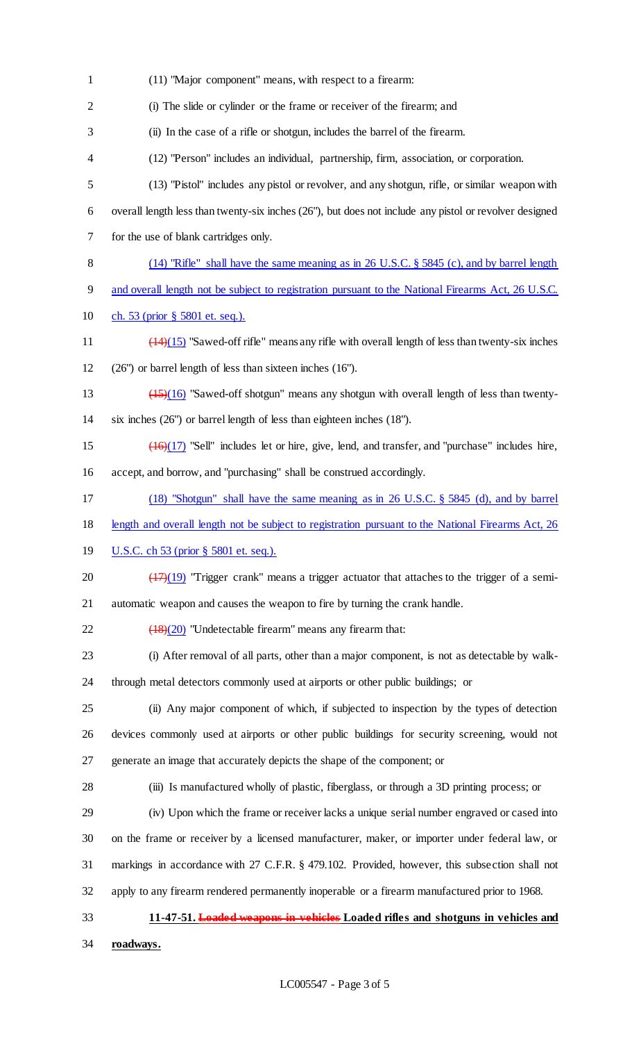(11) "Major component" means, with respect to a firearm:

(i) The slide or cylinder or the frame or receiver of the firearm; and

(ii) In the case of a rifle or shotgun, includes the barrel of the firearm.

(12) "Person" includes an individual, partnership, firm, association, or corporation.

(13) "Pistol" includes any pistol or revolver, and any shotgun, rifle, or similar weapon with overall length less than twenty-six inches (26"), but does not include any pistol or revolver designed for the use of blank cartridges only.

(14) "Rifle" shall have the same meaning as in 26 U.S.C. § 5845 (c), and by barrel length and overall length not be subject to registration pursuant to the National Firearms Act, 26 U.S.C. ch. 53 (prior § 5801 et. seq.).

~~(14)~~(15) "Sawed-off rifle" means any rifle with overall length of less than twenty-six inches (26") or barrel length of less than sixteen inches (16").

~~(15)~~(16) "Sawed-off shotgun" means any shotgun with overall length of less than twenty-six inches (26") or barrel length of less than eighteen inches (18").

~~(16)~~(17) "Sell" includes let or hire, give, lend, and transfer, and "purchase" includes hire, accept, and borrow, and "purchasing" shall be construed accordingly.

(18) "Shotgun" shall have the same meaning as in 26 U.S.C. § 5845 (d), and by barrel length and overall length not be subject to registration pursuant to the National Firearms Act, 26 U.S.C. ch 53 (prior § 5801 et. seq.).

~~(17)~~(19) "Trigger crank" means a trigger actuator that attaches to the trigger of a semi-automatic weapon and causes the weapon to fire by turning the crank handle.

~~(18)~~(20) "Undetectable firearm" means any firearm that:

(i) After removal of all parts, other than a major component, is not as detectable by walk-through metal detectors commonly used at airports or other public buildings; or

(ii) Any major component of which, if subjected to inspection by the types of detection devices commonly used at airports or other public buildings for security screening, would not generate an image that accurately depicts the shape of the component; or

(iii) Is manufactured wholly of plastic, fiberglass, or through a 3D printing process; or

(iv) Upon which the frame or receiver lacks a unique serial number engraved or cased into on the frame or receiver by a licensed manufacturer, maker, or importer under federal law, or markings in accordance with 27 C.F.R. § 479.102. Provided, however, this subsection shall not apply to any firearm rendered permanently inoperable or a firearm manufactured prior to 1968.

**11-47-51. ~~Loaded weapons in vehicles~~ Loaded rifles and shotguns in vehicles and roadways.**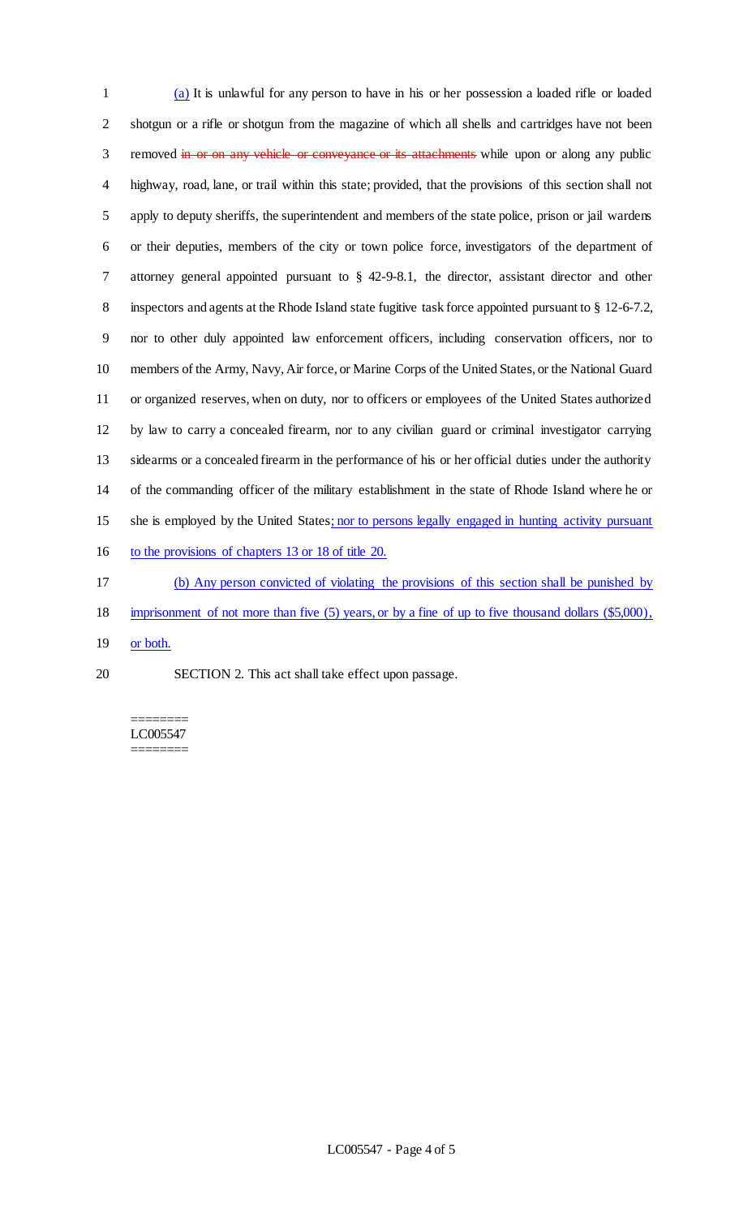(a) It is unlawful for any person to have in his or her possession a loaded rifle or loaded shotgun or a rifle or shotgun from the magazine of which all shells and cartridges have not been removed ~~in or on any vehicle or conveyance or its attachments~~ while upon or along any public highway, road, lane, or trail within this state; provided, that the provisions of this section shall not apply to deputy sheriffs, the superintendent and members of the state police, prison or jail wardens or their deputies, members of the city or town police force, investigators of the department of attorney general appointed pursuant to § 42-9-8.1, the director, assistant director and other inspectors and agents at the Rhode Island state fugitive task force appointed pursuant to § 12-6-7.2, nor to other duly appointed law enforcement officers, including conservation officers, nor to members of the Army, Navy, Air force, or Marine Corps of the United States, or the National Guard or organized reserves, when on duty, nor to officers or employees of the United States authorized by law to carry a concealed firearm, nor to any civilian guard or criminal investigator carrying sidearms or a concealed firearm in the performance of his or her official duties under the authority of the commanding officer of the military establishment in the state of Rhode Island where he or she is employed by the United States; nor to persons legally engaged in hunting activity pursuant to the provisions of chapters 13 or 18 of title 20.

(b) Any person convicted of violating the provisions of this section shall be punished by imprisonment of not more than five (5) years, or by a fine of up to five thousand dollars ($5,000), or both.

SECTION 2. This act shall take effect upon passage.

========
LC005547
========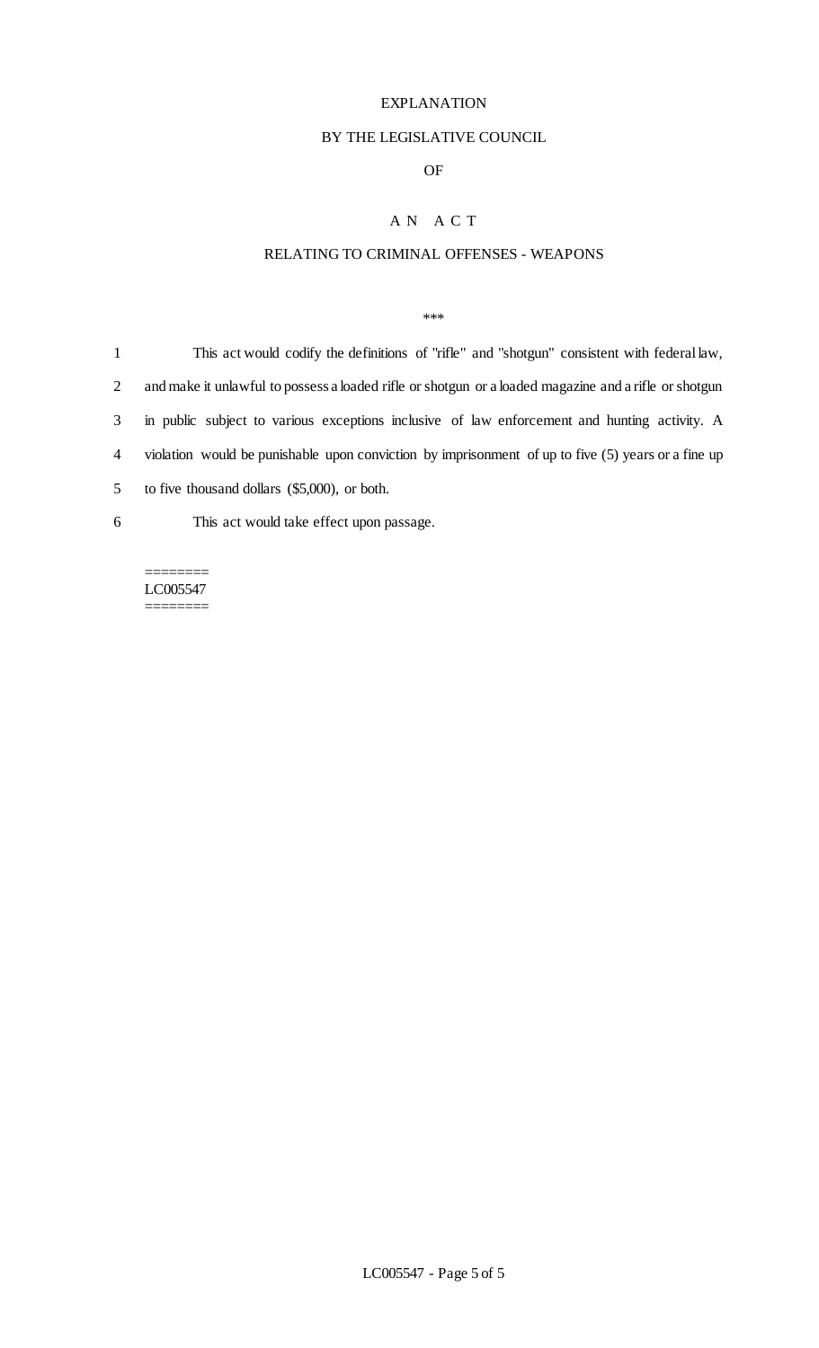EXPLANATION

BY THE LEGISLATIVE COUNCIL

OF

A N A C T

RELATING TO CRIMINAL OFFENSES - WEAPONS

\*\*\*

This act would codify the definitions of "rifle" and "shotgun" consistent with federal law, and make it unlawful to possess a loaded rifle or shotgun or a loaded magazine and a rifle or shotgun in public subject to various exceptions inclusive of law enforcement and hunting activity. A violation would be punishable upon conviction by imprisonment of up to five (5) years or a fine up to five thousand dollars ($5,000), or both.

This act would take effect upon passage.

========
LC005547
========